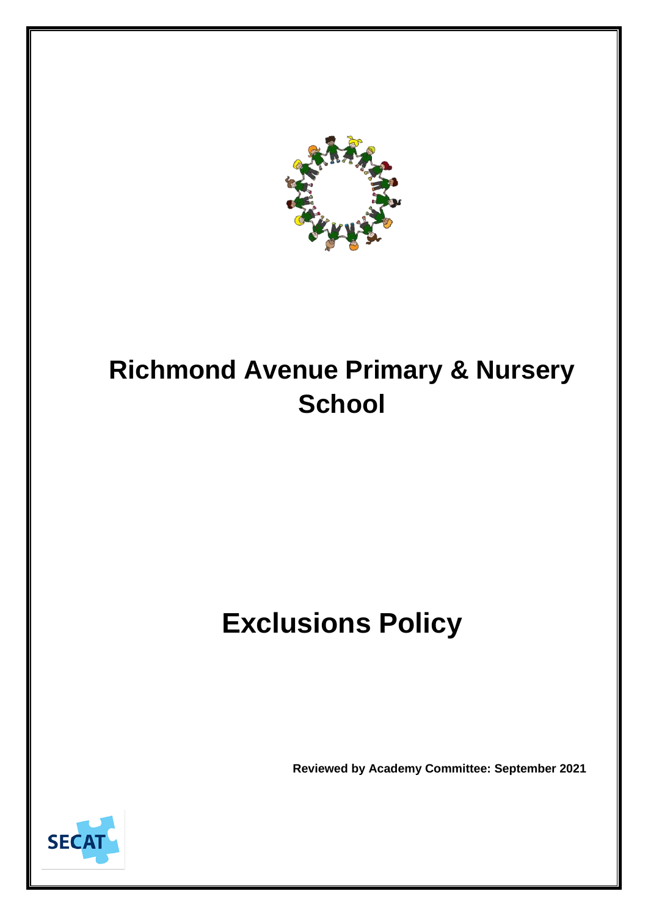# Richmond Avenue Primary & Nursery School

# Exclusions Policy

**Reviewed by Academy Committee: September 2021**

SECAT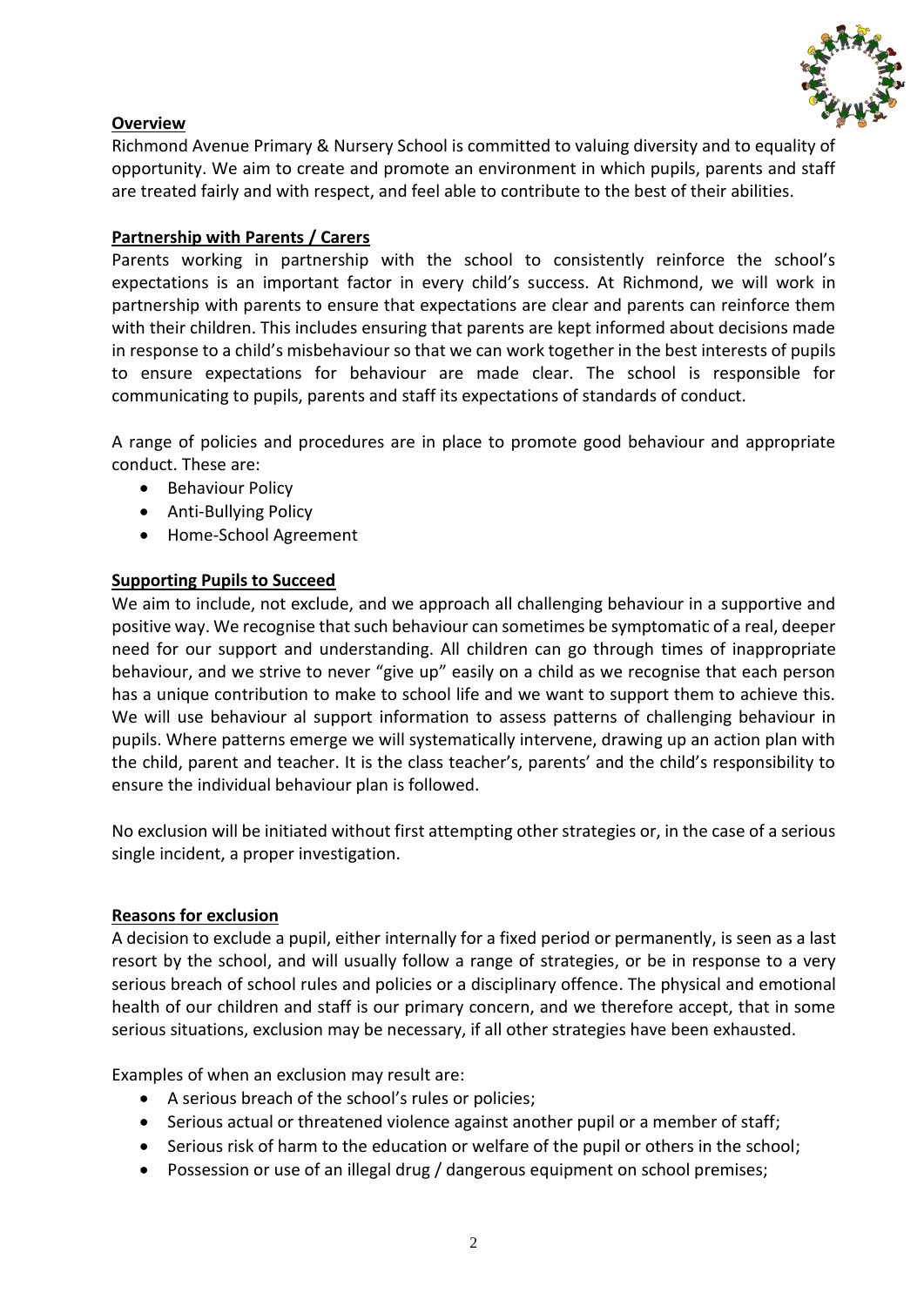## Overview

Richmond Avenue Primary & Nursery School is committed to valuing diversity and to equality of opportunity. We aim to create and promote an environment in which pupils, parents and staff are treated fairly and with respect, and feel able to contribute to the best of their abilities.

## Partnership with Parents / Carers

Parents working in partnership with the school to consistently reinforce the school's expectations is an important factor in every child's success. At Richmond, we will work in partnership with parents to ensure that expectations are clear and parents can reinforce them with their children. This includes ensuring that parents are kept informed about decisions made in response to a child's misbehaviour so that we can work together in the best interests of pupils to ensure expectations for behaviour are made clear. The school is responsible for communicating to pupils, parents and staff its expectations of standards of conduct.

A range of policies and procedures are in place to promote good behaviour and appropriate conduct. These are:

- Behaviour Policy
- Anti-Bullying Policy
- Home-School Agreement

## Supporting Pupils to Succeed

We aim to include, not exclude, and we approach all challenging behaviour in a supportive and positive way. We recognise that such behaviour can sometimes be symptomatic of a real, deeper need for our support and understanding. All children can go through times of inappropriate behaviour, and we strive to never "give up" easily on a child as we recognise that each person has a unique contribution to make to school life and we want to support them to achieve this. We will use behaviour al support information to assess patterns of challenging behaviour in pupils. Where patterns emerge we will systematically intervene, drawing up an action plan with the child, parent and teacher. It is the class teacher's, parents' and the child's responsibility to ensure the individual behaviour plan is followed.

No exclusion will be initiated without first attempting other strategies or, in the case of a serious single incident, a proper investigation.

## Reasons for exclusion

A decision to exclude a pupil, either internally for a fixed period or permanently, is seen as a last resort by the school, and will usually follow a range of strategies, or be in response to a very serious breach of school rules and policies or a disciplinary offence. The physical and emotional health of our children and staff is our primary concern, and we therefore accept, that in some serious situations, exclusion may be necessary, if all other strategies have been exhausted.

Examples of when an exclusion may result are:

- A serious breach of the school's rules or policies;
- Serious actual or threatened violence against another pupil or a member of staff;
- Serious risk of harm to the education or welfare of the pupil or others in the school;
- Possession or use of an illegal drug / dangerous equipment on school premises;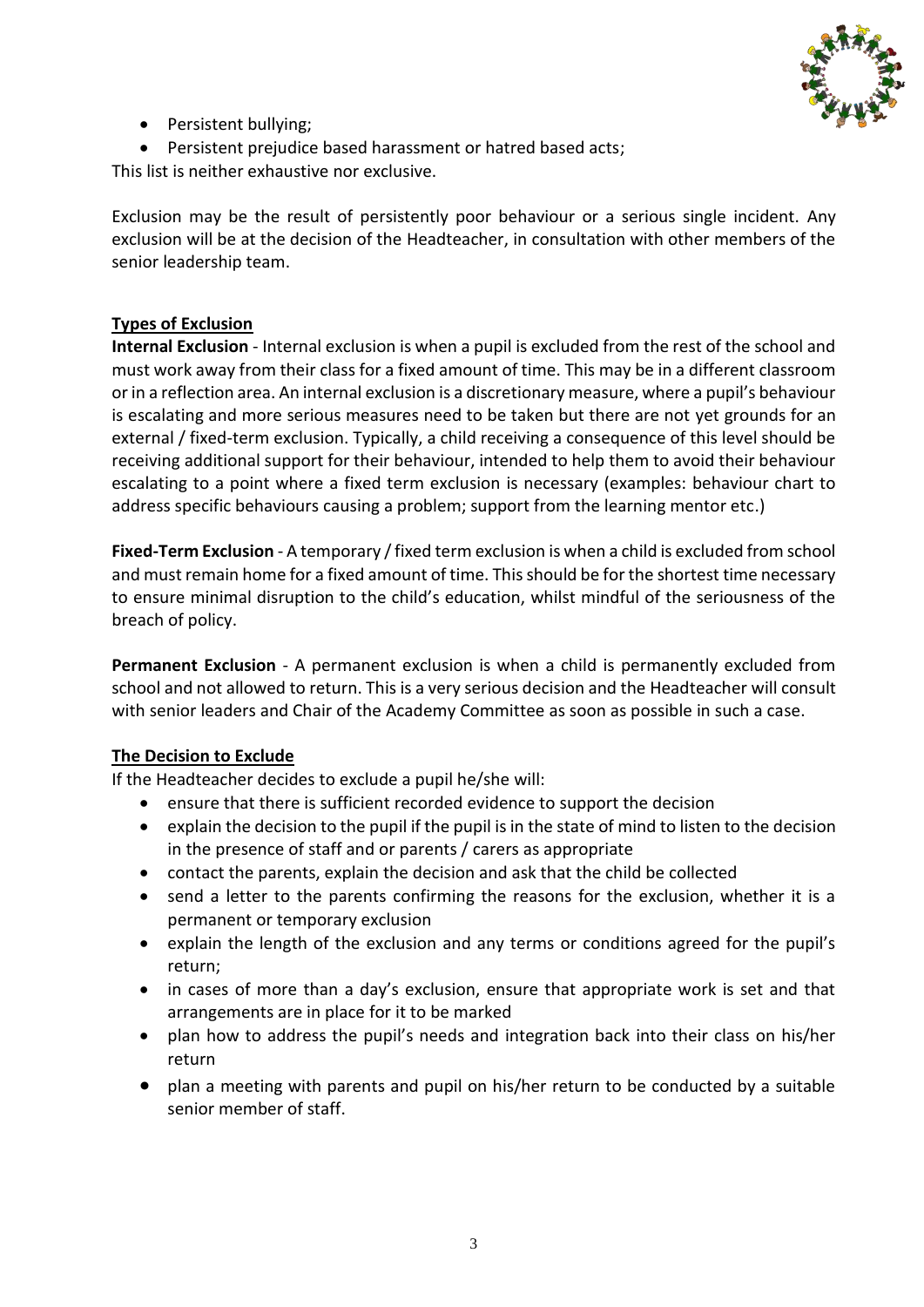- Persistent bullying;
- Persistent prejudice based harassment or hatred based acts;

This list is neither exhaustive nor exclusive.

Exclusion may be the result of persistently poor behaviour or a serious single incident. Any exclusion will be at the decision of the Headteacher, in consultation with other members of the senior leadership team.

**Types of Exclusion**

**Internal Exclusion** - Internal exclusion is when a pupil is excluded from the rest of the school and must work away from their class for a fixed amount of time. This may be in a different classroom or in a reflection area. An internal exclusion is a discretionary measure, where a pupil's behaviour is escalating and more serious measures need to be taken but there are not yet grounds for an external / fixed-term exclusion. Typically, a child receiving a consequence of this level should be receiving additional support for their behaviour, intended to help them to avoid their behaviour escalating to a point where a fixed term exclusion is necessary (examples: behaviour chart to address specific behaviours causing a problem; support from the learning mentor etc.)

**Fixed-Term Exclusion** - A temporary / fixed term exclusion is when a child is excluded from school and must remain home for a fixed amount of time. This should be for the shortest time necessary to ensure minimal disruption to the child's education, whilst mindful of the seriousness of the breach of policy.

**Permanent Exclusion** - A permanent exclusion is when a child is permanently excluded from school and not allowed to return. This is a very serious decision and the Headteacher will consult with senior leaders and Chair of the Academy Committee as soon as possible in such a case.

**The Decision to Exclude**

If the Headteacher decides to exclude a pupil he/she will:

- ensure that there is sufficient recorded evidence to support the decision
- explain the decision to the pupil if the pupil is in the state of mind to listen to the decision in the presence of staff and or parents / carers as appropriate
- contact the parents, explain the decision and ask that the child be collected
- send a letter to the parents confirming the reasons for the exclusion, whether it is a permanent or temporary exclusion
- explain the length of the exclusion and any terms or conditions agreed for the pupil's return;
- in cases of more than a day's exclusion, ensure that appropriate work is set and that arrangements are in place for it to be marked
- plan how to address the pupil's needs and integration back into their class on his/her return
- plan a meeting with parents and pupil on his/her return to be conducted by a suitable senior member of staff.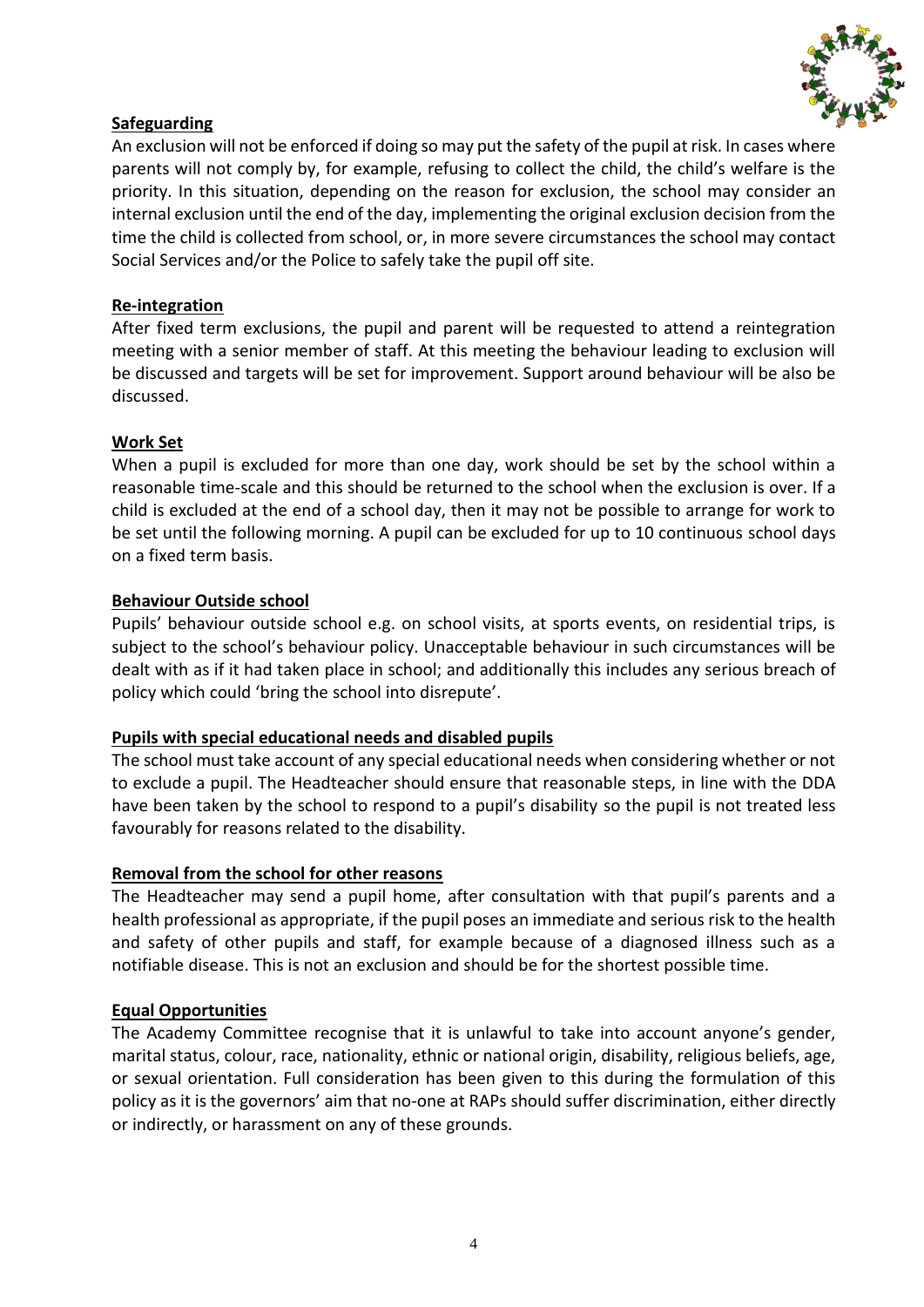## Safeguarding

An exclusion will not be enforced if doing so may put the safety of the pupil at risk. In cases where parents will not comply by, for example, refusing to collect the child, the child's welfare is the priority. In this situation, depending on the reason for exclusion, the school may consider an internal exclusion until the end of the day, implementing the original exclusion decision from the time the child is collected from school, or, in more severe circumstances the school may contact Social Services and/or the Police to safely take the pupil off site.

## Re-integration

After fixed term exclusions, the pupil and parent will be requested to attend a reintegration meeting with a senior member of staff. At this meeting the behaviour leading to exclusion will be discussed and targets will be set for improvement. Support around behaviour will be also be discussed.

## Work Set

When a pupil is excluded for more than one day, work should be set by the school within a reasonable time-scale and this should be returned to the school when the exclusion is over. If a child is excluded at the end of a school day, then it may not be possible to arrange for work to be set until the following morning. A pupil can be excluded for up to 10 continuous school days on a fixed term basis.

## Behaviour Outside school

Pupils' behaviour outside school e.g. on school visits, at sports events, on residential trips, is subject to the school's behaviour policy. Unacceptable behaviour in such circumstances will be dealt with as if it had taken place in school; and additionally this includes any serious breach of policy which could 'bring the school into disrepute'.

## Pupils with special educational needs and disabled pupils

The school must take account of any special educational needs when considering whether or not to exclude a pupil. The Headteacher should ensure that reasonable steps, in line with the DDA have been taken by the school to respond to a pupil's disability so the pupil is not treated less favourably for reasons related to the disability.

## Removal from the school for other reasons

The Headteacher may send a pupil home, after consultation with that pupil's parents and a health professional as appropriate, if the pupil poses an immediate and serious risk to the health and safety of other pupils and staff, for example because of a diagnosed illness such as a notifiable disease. This is not an exclusion and should be for the shortest possible time.

## Equal Opportunities

The Academy Committee recognise that it is unlawful to take into account anyone's gender, marital status, colour, race, nationality, ethnic or national origin, disability, religious beliefs, age, or sexual orientation. Full consideration has been given to this during the formulation of this policy as it is the governors' aim that no-one at RAPs should suffer discrimination, either directly or indirectly, or harassment on any of these grounds.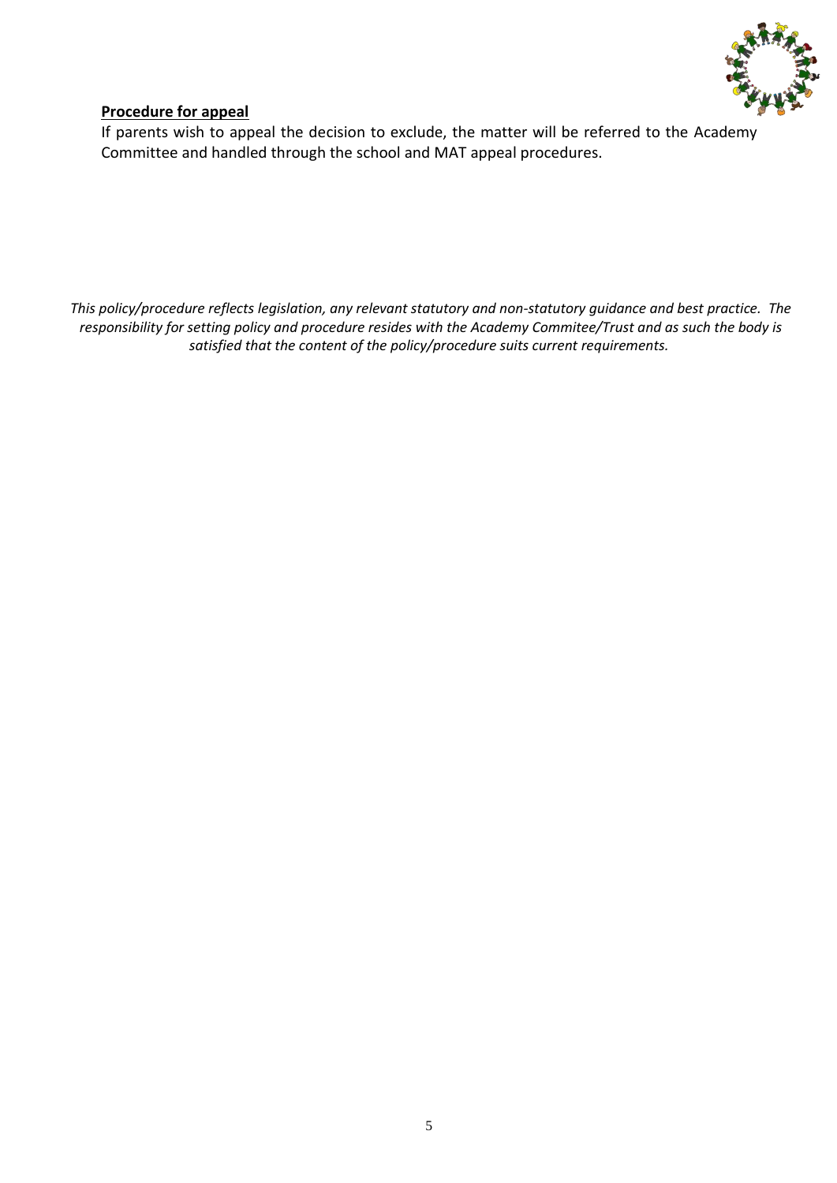**Procedure for appeal**

If parents wish to appeal the decision to exclude, the matter will be referred to the Academy Committee and handled through the school and MAT appeal procedures.

*This policy/procedure reflects legislation, any relevant statutory and non-statutory guidance and best practice. The responsibility for setting policy and procedure resides with the Academy Commitee/Trust and as such the body is satisfied that the content of the policy/procedure suits current requirements.*